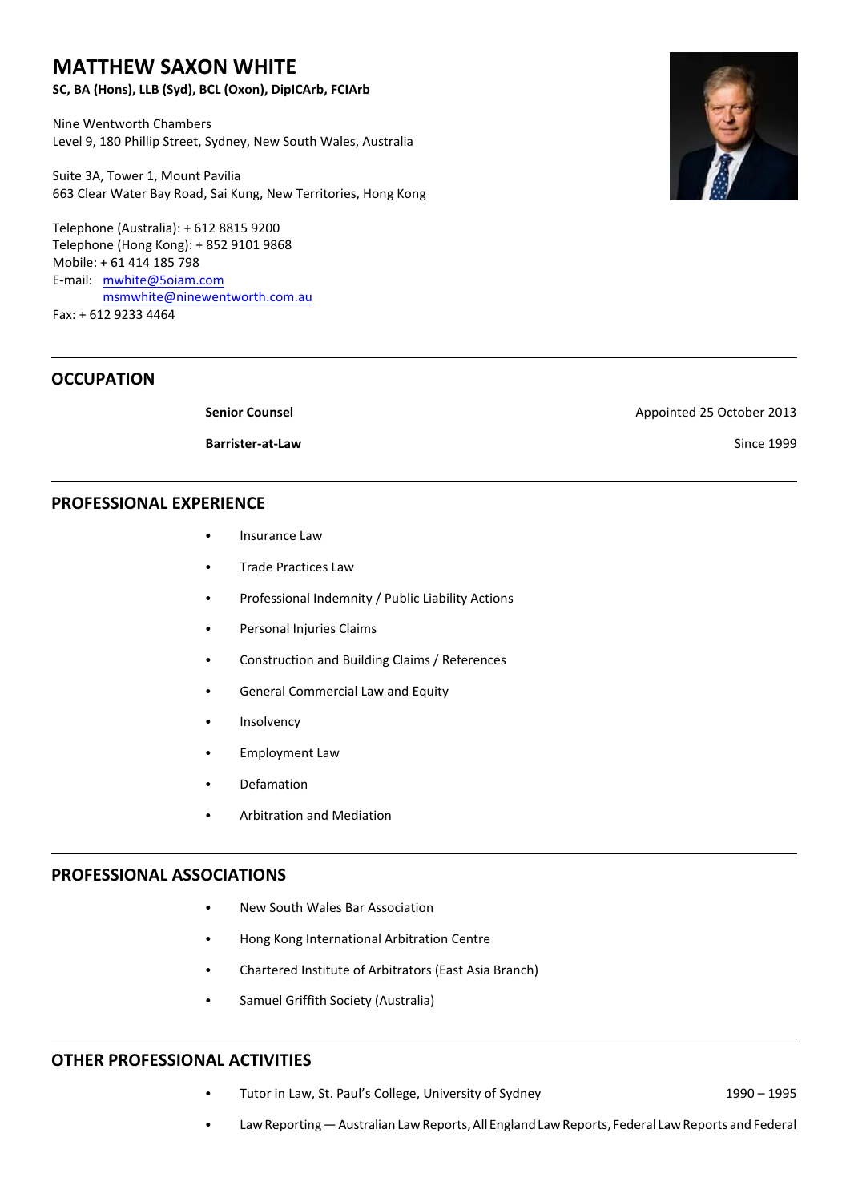# MATTHEW SAXON WHITE

**SC, BA (Hons), LLB (Syd), BCL (Oxon), DipICArb, FCIArb**

Nine Wentworth Chambers
Level 9, 180 Phillip Street, Sydney, New South Wales, Australia

Suite 3A, Tower 1, Mount Pavilia
663 Clear Water Bay Road, Sai Kung, New Territories, Hong Kong

Telephone (Australia): + 612 8815 9200
Telephone (Hong Kong): + 852 9101 9868
Mobile: + 61 414 185 798
E-mail: mwhite@5oiam.com
msmwhite@ninewentworth.com.au
Fax: + 612 9233 4464

## OCCUPATION

**Senior Counsel** — Appointed 25 October 2013

**Barrister-at-Law** — Since 1999

## PROFESSIONAL EXPERIENCE

- Insurance Law
- Trade Practices Law
- Professional Indemnity / Public Liability Actions
- Personal Injuries Claims
- Construction and Building Claims / References
- General Commercial Law and Equity
- Insolvency
- Employment Law
- Defamation
- Arbitration and Mediation

## PROFESSIONAL ASSOCIATIONS

- New South Wales Bar Association
- Hong Kong International Arbitration Centre
- Chartered Institute of Arbitrators (East Asia Branch)
- Samuel Griffith Society (Australia)

## OTHER PROFESSIONAL ACTIVITIES

- Tutor in Law, St. Paul's College, University of Sydney — 1990 – 1995
- Law Reporting — Australian Law Reports, All England Law Reports, Federal Law Reports and Federal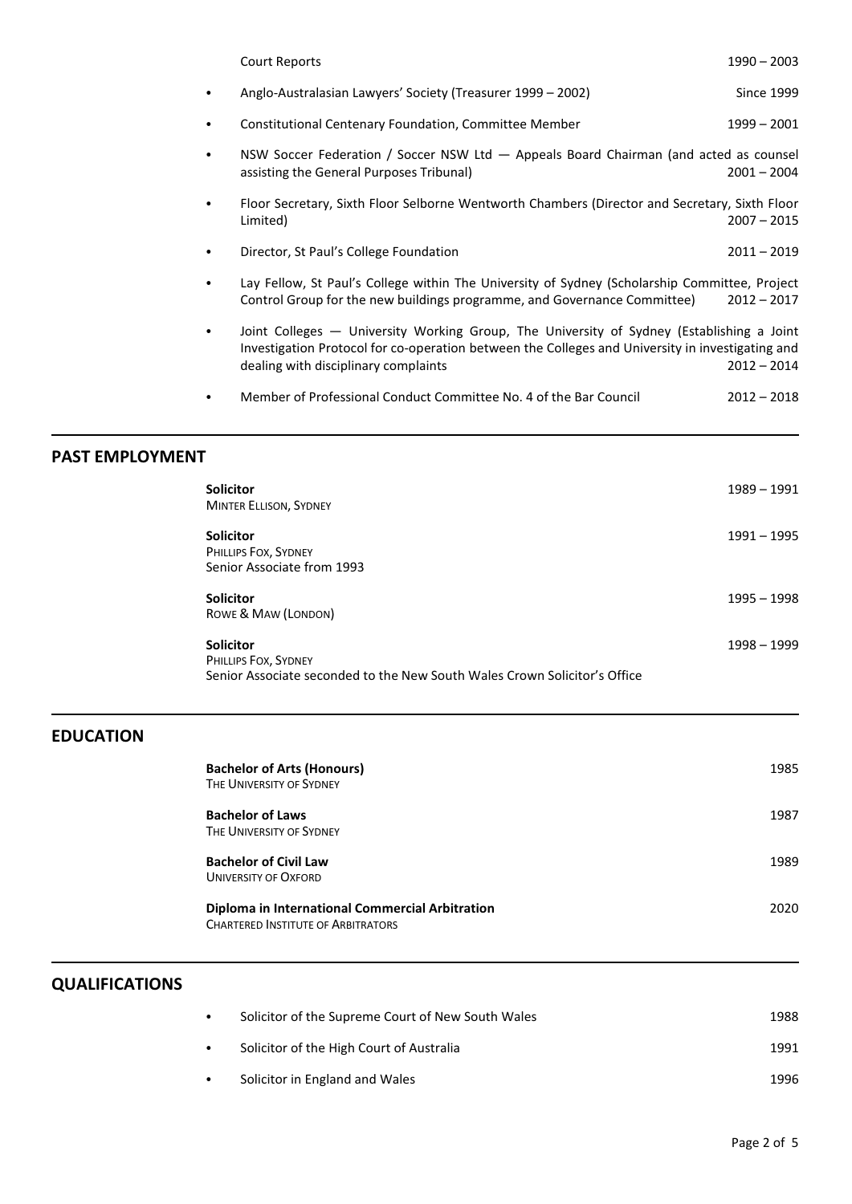Court Reports 1990 – 2003

- Anglo-Australasian Lawyers' Society (Treasurer 1999 – 2002) Since 1999
- Constitutional Centenary Foundation, Committee Member 1999 – 2001
- NSW Soccer Federation / Soccer NSW Ltd — Appeals Board Chairman (and acted as counsel assisting the General Purposes Tribunal) 2001 – 2004
- Floor Secretary, Sixth Floor Selborne Wentworth Chambers (Director and Secretary, Sixth Floor Limited) 2007 – 2015
- Director, St Paul's College Foundation 2011 – 2019
- Lay Fellow, St Paul's College within The University of Sydney (Scholarship Committee, Project Control Group for the new buildings programme, and Governance Committee) 2012 – 2017
- Joint Colleges — University Working Group, The University of Sydney (Establishing a Joint Investigation Protocol for co-operation between the Colleges and University in investigating and dealing with disciplinary complaints 2012 – 2014
- Member of Professional Conduct Committee No. 4 of the Bar Council 2012 – 2018

## PAST EMPLOYMENT

**Solicitor** 1989 – 1991
MINTER ELLISON, SYDNEY

**Solicitor** 1991 – 1995
PHILLIPS FOX, SYDNEY
Senior Associate from 1993

**Solicitor** 1995 – 1998
ROWE & MAW (LONDON)

**Solicitor** 1998 – 1999
PHILLIPS FOX, SYDNEY
Senior Associate seconded to the New South Wales Crown Solicitor's Office

## EDUCATION

**Bachelor of Arts (Honours)** 1985
THE UNIVERSITY OF SYDNEY

**Bachelor of Laws** 1987
THE UNIVERSITY OF SYDNEY

**Bachelor of Civil Law** 1989
UNIVERSITY OF OXFORD

**Diploma in International Commercial Arbitration** 2020
CHARTERED INSTITUTE OF ARBITRATORS

## QUALIFICATIONS

- Solicitor of the Supreme Court of New South Wales 1988
- Solicitor of the High Court of Australia 1991
- Solicitor in England and Wales 1996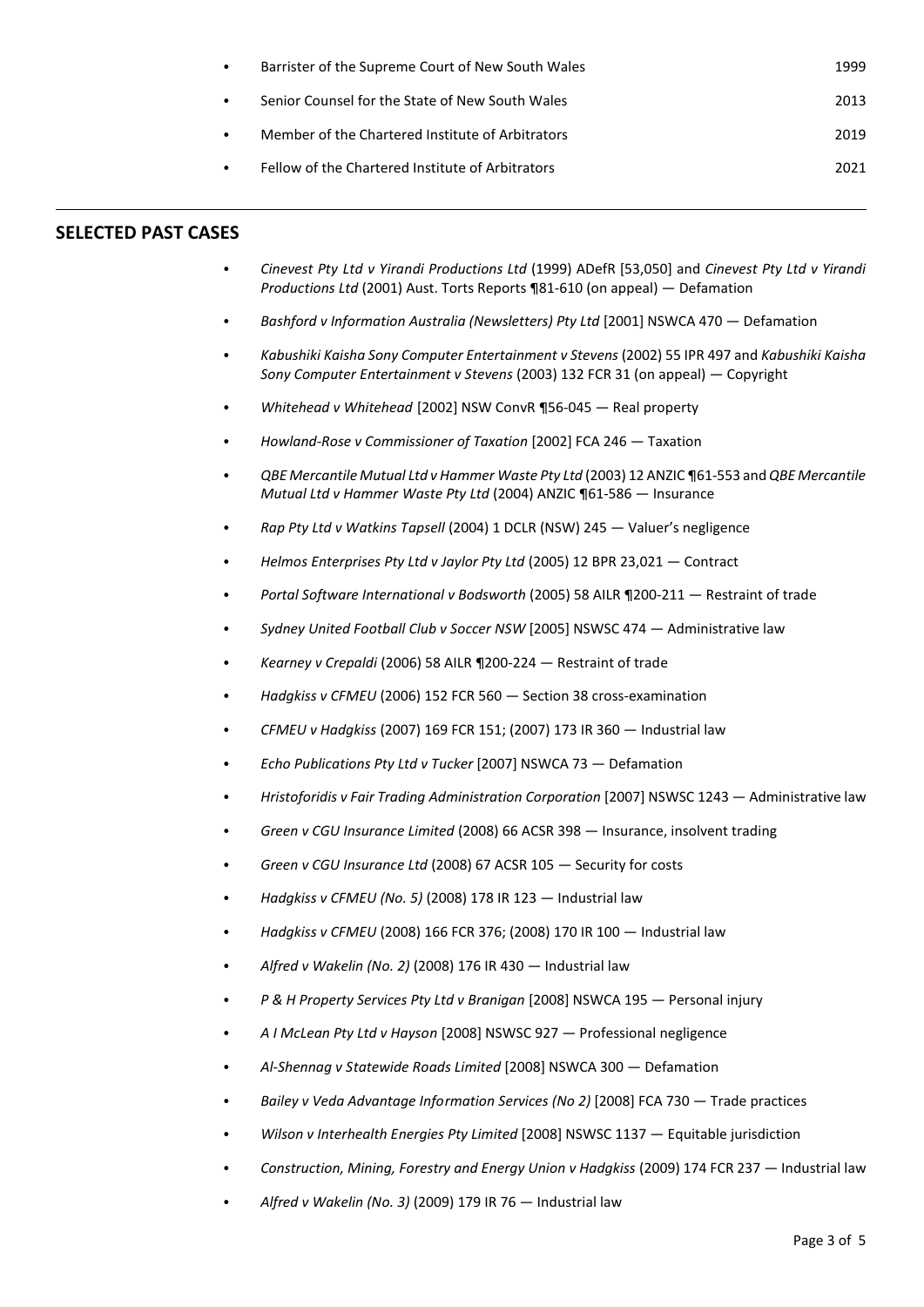- Barrister of the Supreme Court of New South Wales 1999
- Senior Counsel for the State of New South Wales 2013
- Member of the Chartered Institute of Arbitrators 2019
- Fellow of the Chartered Institute of Arbitrators 2021

---

## SELECTED PAST CASES

- *Cinevest Pty Ltd v Yirandi Productions Ltd* (1999) ADefR [53,050] and *Cinevest Pty Ltd v Yirandi Productions Ltd* (2001) Aust. Torts Reports ¶81-610 (on appeal) — Defamation
- *Bashford v Information Australia (Newsletters) Pty Ltd* [2001] NSWCA 470 — Defamation
- *Kabushiki Kaisha Sony Computer Entertainment v Stevens* (2002) 55 IPR 497 and *Kabushiki Kaisha Sony Computer Entertainment v Stevens* (2003) 132 FCR 31 (on appeal) — Copyright
- *Whitehead v Whitehead* [2002] NSW ConvR ¶56-045 — Real property
- *Howland-Rose v Commissioner of Taxation* [2002] FCA 246 — Taxation
- *QBE Mercantile Mutual Ltd v Hammer Waste Pty Ltd* (2003) 12 ANZIC ¶61-553 and *QBE Mercantile Mutual Ltd v Hammer Waste Pty Ltd* (2004) ANZIC ¶61-586 — Insurance
- *Rap Pty Ltd v Watkins Tapsell* (2004) 1 DCLR (NSW) 245 — Valuer's negligence
- *Helmos Enterprises Pty Ltd v Jaylor Pty Ltd* (2005) 12 BPR 23,021 — Contract
- *Portal Software International v Bodsworth* (2005) 58 AILR ¶200-211 — Restraint of trade
- *Sydney United Football Club v Soccer NSW* [2005] NSWSC 474 — Administrative law
- *Kearney v Crepaldi* (2006) 58 AILR ¶200-224 — Restraint of trade
- *Hadgkiss v CFMEU* (2006) 152 FCR 560 — Section 38 cross-examination
- *CFMEU v Hadgkiss* (2007) 169 FCR 151; (2007) 173 IR 360 — Industrial law
- *Echo Publications Pty Ltd v Tucker* [2007] NSWCA 73 — Defamation
- *Hristoforidis v Fair Trading Administration Corporation* [2007] NSWSC 1243 — Administrative law
- *Green v CGU Insurance Limited* (2008) 66 ACSR 398 — Insurance, insolvent trading
- *Green v CGU Insurance Ltd* (2008) 67 ACSR 105 — Security for costs
- *Hadgkiss v CFMEU (No. 5)* (2008) 178 IR 123 — Industrial law
- *Hadgkiss v CFMEU* (2008) 166 FCR 376; (2008) 170 IR 100 — Industrial law
- *Alfred v Wakelin (No. 2)* (2008) 176 IR 430 — Industrial law
- *P & H Property Services Pty Ltd v Branigan* [2008] NSWCA 195 — Personal injury
- *A I McLean Pty Ltd v Hayson* [2008] NSWSC 927 — Professional negligence
- *Al-Shennag v Statewide Roads Limited* [2008] NSWCA 300 — Defamation
- *Bailey v Veda Advantage Information Services (No 2)* [2008] FCA 730 — Trade practices
- *Wilson v Interhealth Energies Pty Limited* [2008] NSWSC 1137 — Equitable jurisdiction
- *Construction, Mining, Forestry and Energy Union v Hadgkiss* (2009) 174 FCR 237 — Industrial law
- *Alfred v Wakelin (No. 3)* (2009) 179 IR 76 — Industrial law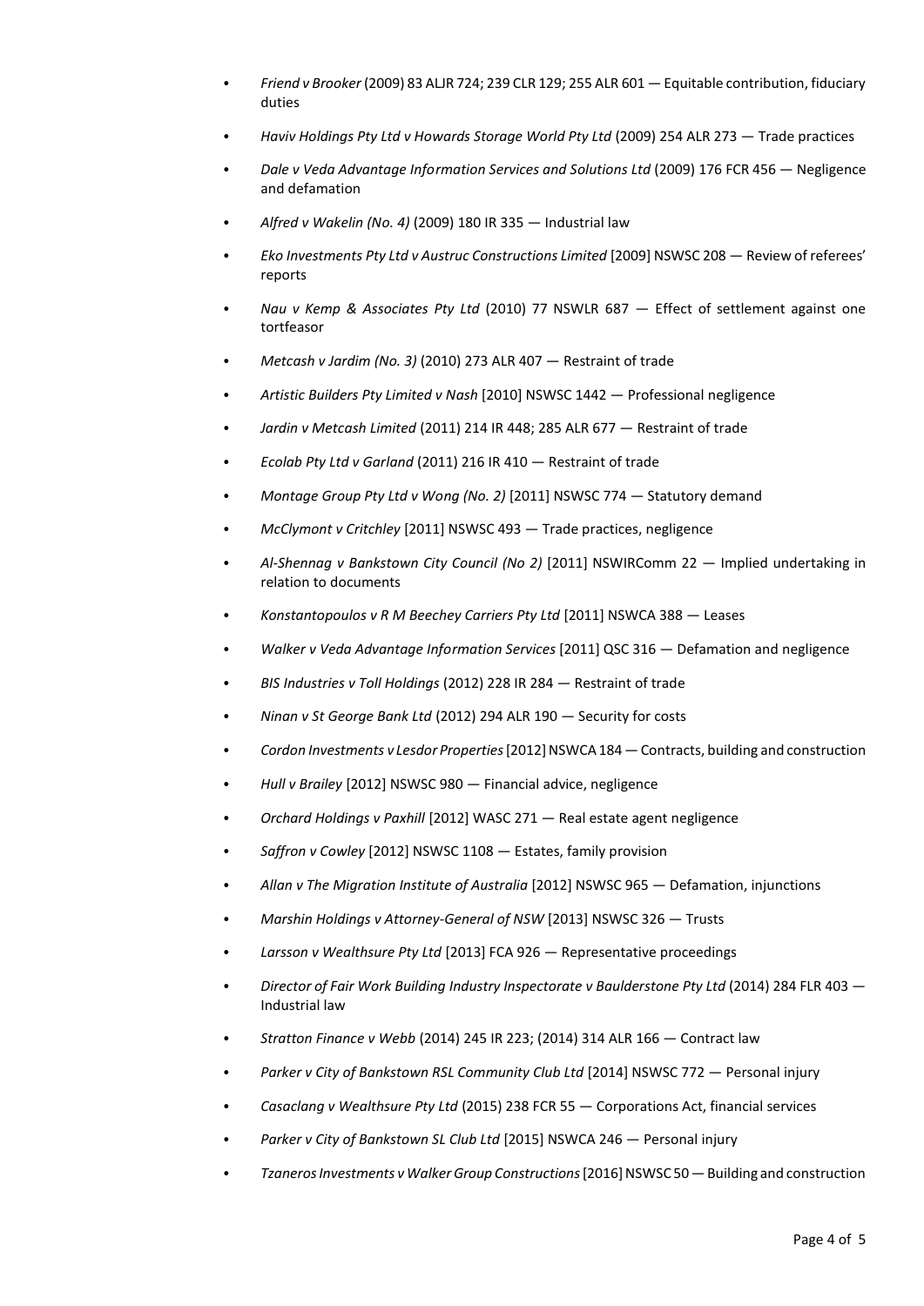- *Friend v Brooker* (2009) 83 ALJR 724; 239 CLR 129; 255 ALR 601 — Equitable contribution, fiduciary duties
- *Haviv Holdings Pty Ltd v Howards Storage World Pty Ltd* (2009) 254 ALR 273 — Trade practices
- *Dale v Veda Advantage Information Services and Solutions Ltd* (2009) 176 FCR 456 — Negligence and defamation
- *Alfred v Wakelin (No. 4)* (2009) 180 IR 335 — Industrial law
- *Eko Investments Pty Ltd v Austruc Constructions Limited* [2009] NSWSC 208 — Review of referees' reports
- *Nau v Kemp & Associates Pty Ltd* (2010) 77 NSWLR 687 — Effect of settlement against one tortfeasor
- *Metcash v Jardim (No. 3)* (2010) 273 ALR 407 — Restraint of trade
- *Artistic Builders Pty Limited v Nash* [2010] NSWSC 1442 — Professional negligence
- *Jardin v Metcash Limited* (2011) 214 IR 448; 285 ALR 677 — Restraint of trade
- *Ecolab Pty Ltd v Garland* (2011) 216 IR 410 — Restraint of trade
- *Montage Group Pty Ltd v Wong (No. 2)* [2011] NSWSC 774 — Statutory demand
- *McClymont v Critchley* [2011] NSWSC 493 — Trade practices, negligence
- *Al-Shennag v Bankstown City Council (No 2)* [2011] NSWIRComm 22 — Implied undertaking in relation to documents
- *Konstantopoulos v R M Beechey Carriers Pty Ltd* [2011] NSWCA 388 — Leases
- *Walker v Veda Advantage Information Services* [2011] QSC 316 — Defamation and negligence
- *BIS Industries v Toll Holdings* (2012) 228 IR 284 — Restraint of trade
- *Ninan v St George Bank Ltd* (2012) 294 ALR 190 — Security for costs
- *Cordon Investments v Lesdor Properties* [2012] NSWCA 184 — Contracts, building and construction
- *Hull v Brailey* [2012] NSWSC 980 — Financial advice, negligence
- *Orchard Holdings v Paxhill* [2012] WASC 271 — Real estate agent negligence
- *Saffron v Cowley* [2012] NSWSC 1108 — Estates, family provision
- *Allan v The Migration Institute of Australia* [2012] NSWSC 965 — Defamation, injunctions
- *Marshin Holdings v Attorney-General of NSW* [2013] NSWSC 326 — Trusts
- *Larsson v Wealthsure Pty Ltd* [2013] FCA 926 — Representative proceedings
- *Director of Fair Work Building Industry Inspectorate v Baulderstone Pty Ltd* (2014) 284 FLR 403 — Industrial law
- *Stratton Finance v Webb* (2014) 245 IR 223; (2014) 314 ALR 166 — Contract law
- *Parker v City of Bankstown RSL Community Club Ltd* [2014] NSWSC 772 — Personal injury
- *Casaclang v Wealthsure Pty Ltd* (2015) 238 FCR 55 — Corporations Act, financial services
- *Parker v City of Bankstown SL Club Ltd* [2015] NSWCA 246 — Personal injury
- *Tzaneros Investments v Walker Group Constructions* [2016] NSWSC 50 — Building and construction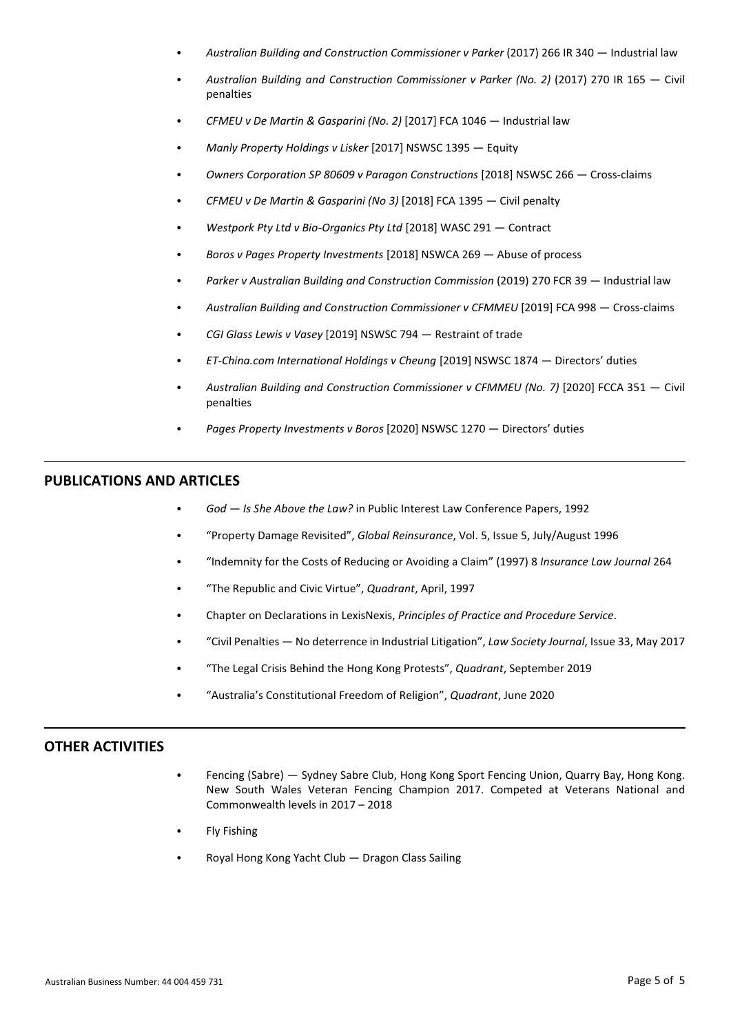- *Australian Building and Construction Commissioner v Parker* (2017) 266 IR 340 — Industrial law
- *Australian Building and Construction Commissioner v Parker (No. 2)* (2017) 270 IR 165 — Civil penalties
- *CFMEU v De Martin & Gasparini (No. 2)* [2017] FCA 1046 — Industrial law
- *Manly Property Holdings v Lisker* [2017] NSWSC 1395 — Equity
- *Owners Corporation SP 80609 v Paragon Constructions* [2018] NSWSC 266 — Cross-claims
- *CFMEU v De Martin & Gasparini (No 3)* [2018] FCA 1395 — Civil penalty
- *Westpork Pty Ltd v Bio-Organics Pty Ltd* [2018] WASC 291 — Contract
- *Boros v Pages Property Investments* [2018] NSWCA 269 — Abuse of process
- *Parker v Australian Building and Construction Commission* (2019) 270 FCR 39 — Industrial law
- *Australian Building and Construction Commissioner v CFMMEU* [2019] FCA 998 — Cross-claims
- *CGI Glass Lewis v Vasey* [2019] NSWSC 794 — Restraint of trade
- *ET-China.com International Holdings v Cheung* [2019] NSWSC 1874 — Directors' duties
- *Australian Building and Construction Commissioner v CFMMEU (No. 7)* [2020] FCCA 351 — Civil penalties
- *Pages Property Investments v Boros* [2020] NSWSC 1270 — Directors' duties

## PUBLICATIONS AND ARTICLES

- *God — Is She Above the Law?* in Public Interest Law Conference Papers, 1992
- "Property Damage Revisited", *Global Reinsurance*, Vol. 5, Issue 5, July/August 1996
- "Indemnity for the Costs of Reducing or Avoiding a Claim" (1997) 8 *Insurance Law Journal* 264
- "The Republic and Civic Virtue", *Quadrant*, April, 1997
- Chapter on Declarations in LexisNexis, *Principles of Practice and Procedure Service*.
- "Civil Penalties — No deterrence in Industrial Litigation", *Law Society Journal*, Issue 33, May 2017
- "The Legal Crisis Behind the Hong Kong Protests", *Quadrant*, September 2019
- "Australia's Constitutional Freedom of Religion", *Quadrant*, June 2020

## OTHER ACTIVITIES

- Fencing (Sabre) — Sydney Sabre Club, Hong Kong Sport Fencing Union, Quarry Bay, Hong Kong. New South Wales Veteran Fencing Champion 2017. Competed at Veterans National and Commonwealth levels in 2017 – 2018
- Fly Fishing
- Royal Hong Kong Yacht Club — Dragon Class Sailing

Australian Business Number: 44 004 459 731